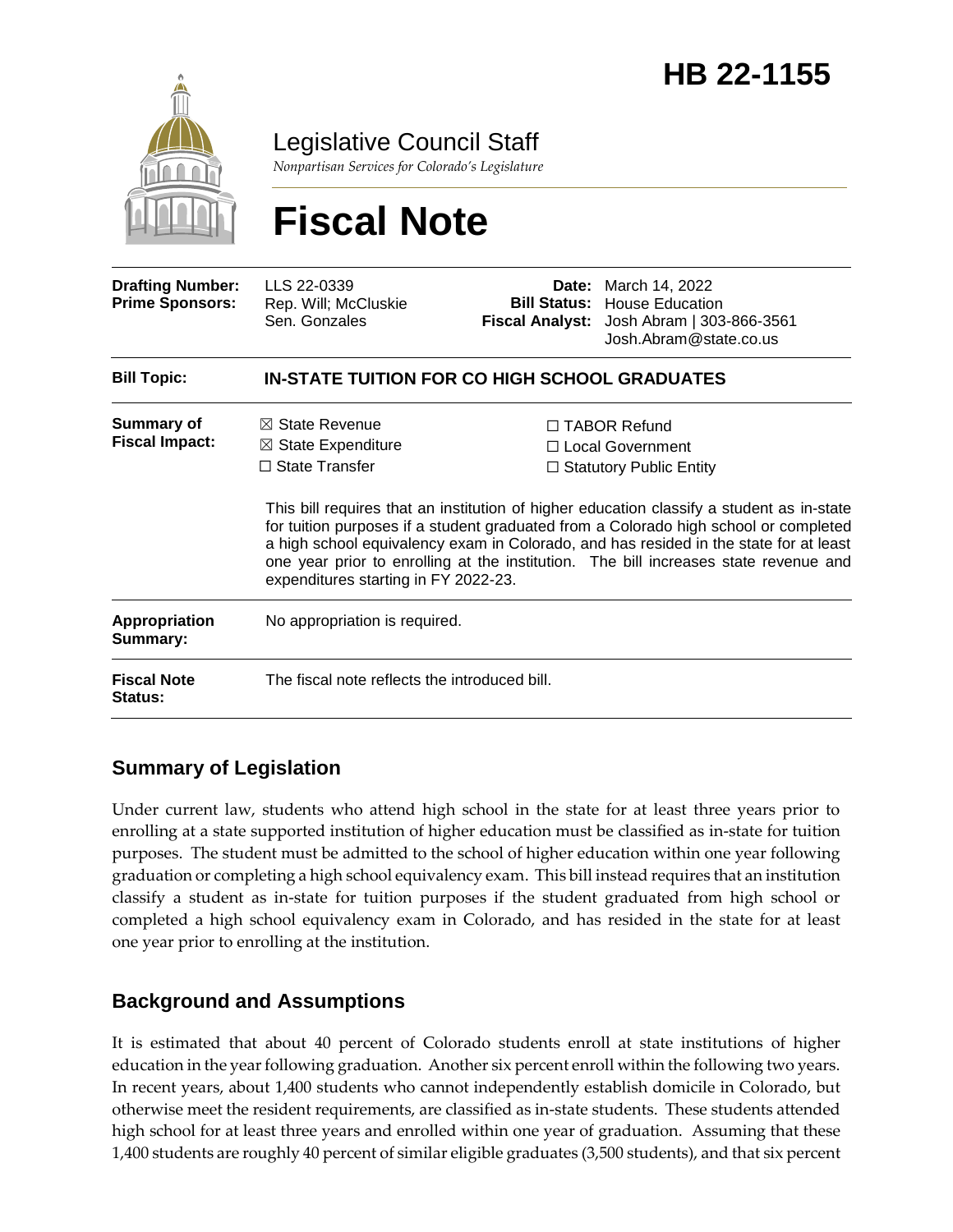# HB 22-1155

Legislative Council Staff

*Nonpartisan Services for Colorado's Legislature*

# Fiscal Note

| | | | |
|---|---|---|---|
| **Drafting Number:** | LLS 22-0339 | **Date:** | March 14, 2022 |
| **Prime Sponsors:** | Rep. Will; McCluskie | **Bill Status:** | House Education |
| | Sen. Gonzales | **Fiscal Analyst:** | Josh Abram \| 303-866-3561 |
| | | | Josh.Abram@state.co.us |

| | |
|---|---|
| **Bill Topic:** | **IN-STATE TUITION FOR CO HIGH SCHOOL GRADUATES** |
| **Summary of Fiscal Impact:** | ☒ State Revenue ☐ TABOR Refund<br>☒ State Expenditure ☐ Local Government<br>☐ State Transfer ☐ Statutory Public Entity<br><br>This bill requires that an institution of higher education classify a student as in-state for tuition purposes if a student graduated from a Colorado high school or completed a high school equivalency exam in Colorado, and has resided in the state for at least one year prior to enrolling at the institution. The bill increases state revenue and expenditures starting in FY 2022-23. |
| **Appropriation Summary:** | No appropriation is required. |
| **Fiscal Note Status:** | The fiscal note reflects the introduced bill. |

## Summary of Legislation

Under current law, students who attend high school in the state for at least three years prior to enrolling at a state supported institution of higher education must be classified as in-state for tuition purposes. The student must be admitted to the school of higher education within one year following graduation or completing a high school equivalency exam. This bill instead requires that an institution classify a student as in-state for tuition purposes if the student graduated from high school or completed a high school equivalency exam in Colorado, and has resided in the state for at least one year prior to enrolling at the institution.

## Background and Assumptions

It is estimated that about 40 percent of Colorado students enroll at state institutions of higher education in the year following graduation. Another six percent enroll within the following two years. In recent years, about 1,400 students who cannot independently establish domicile in Colorado, but otherwise meet the resident requirements, are classified as in-state students. These students attended high school for at least three years and enrolled within one year of graduation. Assuming that these 1,400 students are roughly 40 percent of similar eligible graduates (3,500 students), and that six percent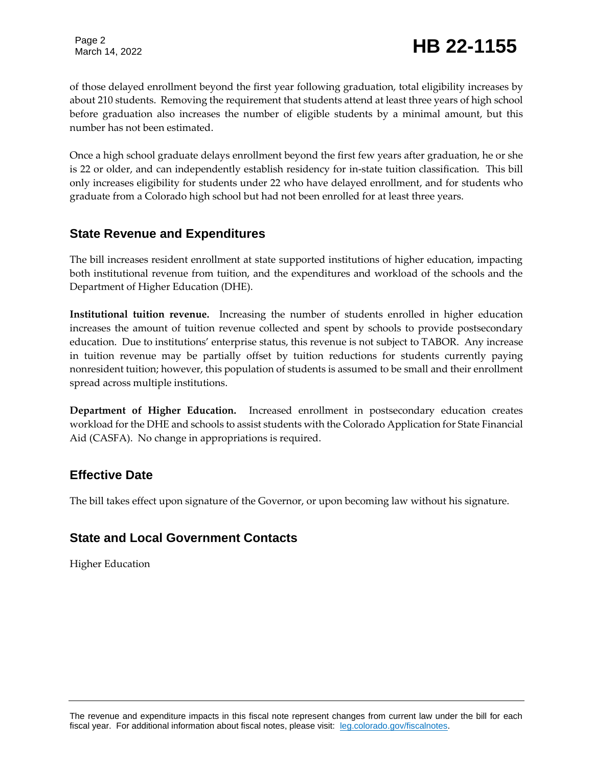of those delayed enrollment beyond the first year following graduation, total eligibility increases by about 210 students. Removing the requirement that students attend at least three years of high school before graduation also increases the number of eligible students by a minimal amount, but this number has not been estimated.

Once a high school graduate delays enrollment beyond the first few years after graduation, he or she is 22 or older, and can independently establish residency for in-state tuition classification. This bill only increases eligibility for students under 22 who have delayed enrollment, and for students who graduate from a Colorado high school but had not been enrolled for at least three years.

## State Revenue and Expenditures

The bill increases resident enrollment at state supported institutions of higher education, impacting both institutional revenue from tuition, and the expenditures and workload of the schools and the Department of Higher Education (DHE).

**Institutional tuition revenue.** Increasing the number of students enrolled in higher education increases the amount of tuition revenue collected and spent by schools to provide postsecondary education. Due to institutions' enterprise status, this revenue is not subject to TABOR. Any increase in tuition revenue may be partially offset by tuition reductions for students currently paying nonresident tuition; however, this population of students is assumed to be small and their enrollment spread across multiple institutions.

**Department of Higher Education.** Increased enrollment in postsecondary education creates workload for the DHE and schools to assist students with the Colorado Application for State Financial Aid (CASFA). No change in appropriations is required.

## Effective Date

The bill takes effect upon signature of the Governor, or upon becoming law without his signature.

## State and Local Government Contacts

Higher Education

The revenue and expenditure impacts in this fiscal note represent changes from current law under the bill for each fiscal year. For additional information about fiscal notes, please visit: leg.colorado.gov/fiscalnotes.